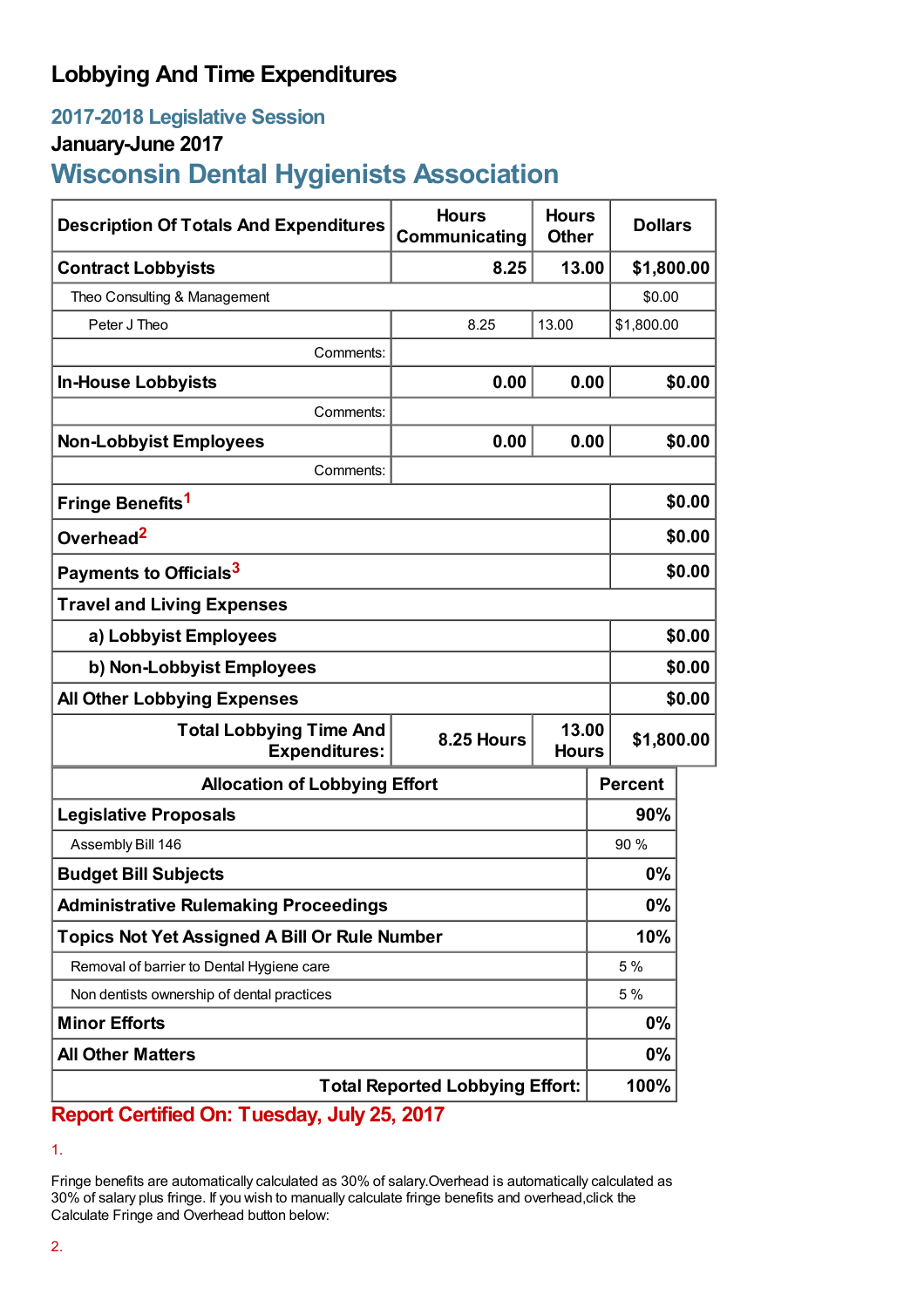# Lobbying And Time Expenditures

## 2017-2018 Legislative Session

### January-June 2017

## Wisconsin Dental Hygienists Association

| Description Of Totals And Expenditures | Hours Communicating | Hours Other | Dollars |
|---|---|---|---|
| **Contract Lobbyists** | **8.25** | **13.00** | **$1,800.00** |
| Theo Consulting & Management | | | $0.00 |
| Peter J Theo | 8.25 | 13.00 | $1,800.00 |
| Comments: | | | |
| **In-House Lobbyists** | **0.00** | **0.00** | **$0.00** |
| Comments: | | | |
| **Non-Lobbyist Employees** | **0.00** | **0.00** | **$0.00** |
| Comments: | | | |
| **Fringe Benefits**[1] | | | **$0.00** |
| **Overhead**[2] | | | **$0.00** |
| **Payments to Officials**[3] | | | **$0.00** |
| **Travel and Living Expenses** | | | |
| **a) Lobbyist Employees** | | | **$0.00** |
| **b) Non-Lobbyist Employees** | | | **$0.00** |
| **All Other Lobbying Expenses** | | | **$0.00** |
| **Total Lobbying Time And Expenditures:** | **8.25 Hours** | **13.00 Hours** | **$1,800.00** |

| Allocation of Lobbying Effort | Percent |
|---|---|
| **Legislative Proposals** | **90%** |
| Assembly Bill 146 | 90 % |
| **Budget Bill Subjects** | **0%** |
| **Administrative Rulemaking Proceedings** | **0%** |
| **Topics Not Yet Assigned A Bill Or Rule Number** | **10%** |
| Removal of barrier to Dental Hygiene care | 5 % |
| Non dentists ownership of dental practices | 5 % |
| **Minor Efforts** | **0%** |
| **All Other Matters** | **0%** |
| **Total Reported Lobbying Effort:** | **100%** |

**Report Certified On: Tuesday, July 25, 2017**

1.

Fringe benefits are automatically calculated as 30% of salary.Overhead is automatically calculated as 30% of salary plus fringe. If you wish to manually calculate fringe benefits and overhead,click the Calculate Fringe and Overhead button below:

2.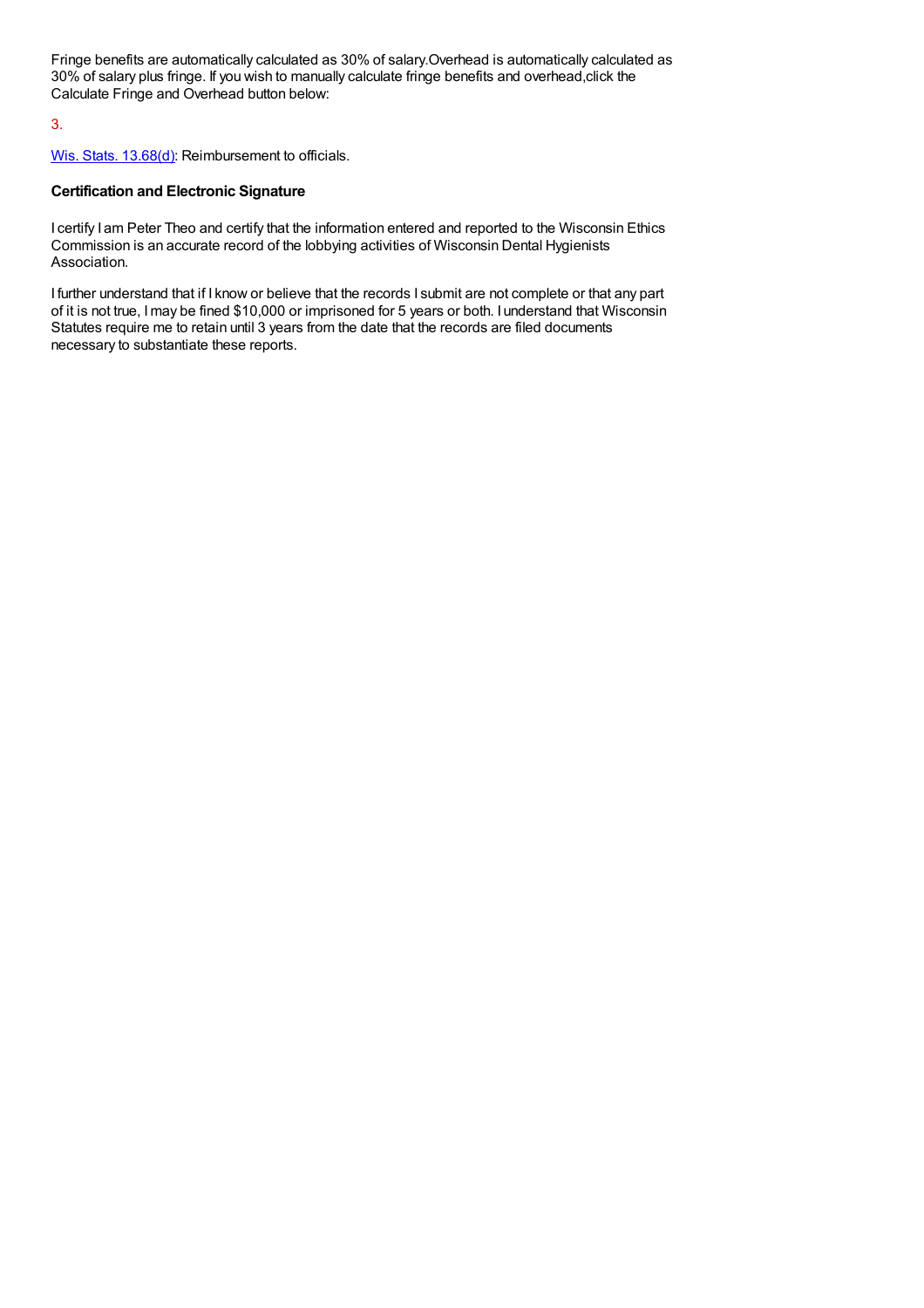Fringe benefits are automatically calculated as 30% of salary.Overhead is automatically calculated as 30% of salary plus fringe. If you wish to manually calculate fringe benefits and overhead,click the Calculate Fringe and Overhead button below:

3.

[Wis. Stats. 13.68(d)](): Reimbursement to officials.

### Certification and Electronic Signature

I certify I am Peter Theo and certify that the information entered and reported to the Wisconsin Ethics Commission is an accurate record of the lobbying activities of Wisconsin Dental Hygienists Association.

I further understand that if I know or believe that the records I submit are not complete or that any part of it is not true, I may be fined $10,000 or imprisoned for 5 years or both. I understand that Wisconsin Statutes require me to retain until 3 years from the date that the records are filed documents necessary to substantiate these reports.